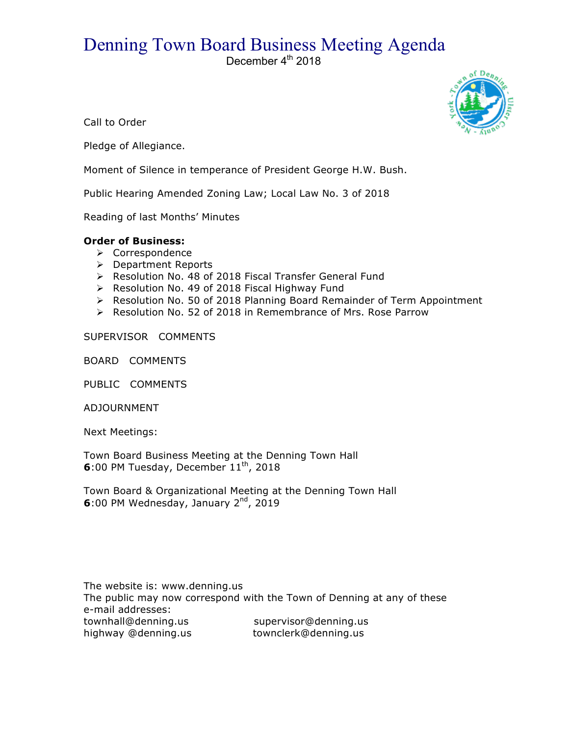# Denning Town Board Business Meeting Agenda

December 4th 2018

Call to Order

Pledge of Allegiance.

Moment of Silence in temperance of President George H.W. Bush.

Public Hearing Amended Zoning Law; Local Law No. 3 of 2018

Reading of last Months' Minutes

**Order of Business:**

- Correspondence
- Department Reports
- Resolution No. 48 of 2018 Fiscal Transfer General Fund
- Resolution No. 49 of 2018 Fiscal Highway Fund
- Resolution No. 50 of 2018 Planning Board Remainder of Term Appointment
- Resolution No. 52 of 2018 in Remembrance of Mrs. Rose Parrow

SUPERVISOR COMMENTS

BOARD COMMENTS

PUBLIC COMMENTS

ADJOURNMENT

Next Meetings:

Town Board Business Meeting at the Denning Town Hall
**6**:00 PM Tuesday, December 11th, 2018

Town Board & Organizational Meeting at the Denning Town Hall
**6**:00 PM Wednesday, January 2nd, 2019

The website is: www.denning.us
The public may now correspond with the Town of Denning at any of these e-mail addresses:

townhall@denning.us supervisor@denning.us
highway @denning.us townclerk@denning.us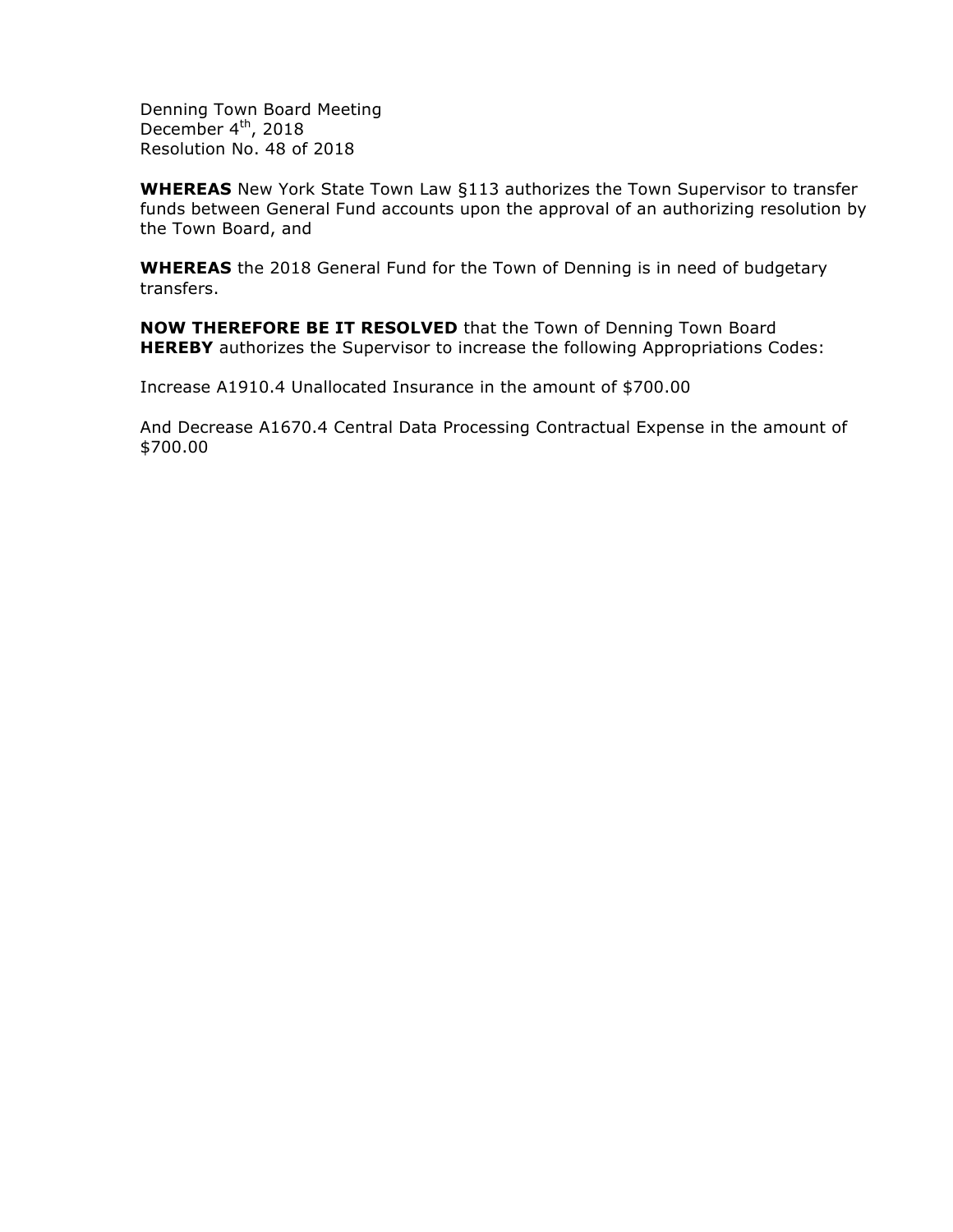Denning Town Board Meeting
December 4th, 2018
Resolution No. 48 of 2018

**WHEREAS** New York State Town Law §113 authorizes the Town Supervisor to transfer funds between General Fund accounts upon the approval of an authorizing resolution by the Town Board, and

**WHEREAS** the 2018 General Fund for the Town of Denning is in need of budgetary transfers.

**NOW THEREFORE BE IT RESOLVED** that the Town of Denning Town Board **HEREBY** authorizes the Supervisor to increase the following Appropriations Codes:

Increase A1910.4 Unallocated Insurance in the amount of $700.00

And Decrease A1670.4 Central Data Processing Contractual Expense in the amount of $700.00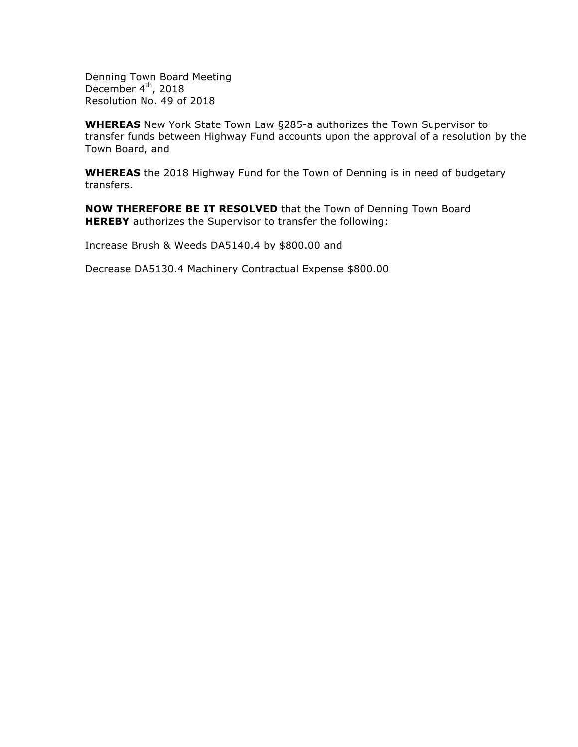Denning Town Board Meeting
December 4th, 2018
Resolution No. 49 of 2018

**WHEREAS** New York State Town Law §285-a authorizes the Town Supervisor to transfer funds between Highway Fund accounts upon the approval of a resolution by the Town Board, and

**WHEREAS** the 2018 Highway Fund for the Town of Denning is in need of budgetary transfers.

**NOW THEREFORE BE IT RESOLVED** that the Town of Denning Town Board **HEREBY** authorizes the Supervisor to transfer the following:

Increase Brush & Weeds DA5140.4 by $800.00 and

Decrease DA5130.4 Machinery Contractual Expense $800.00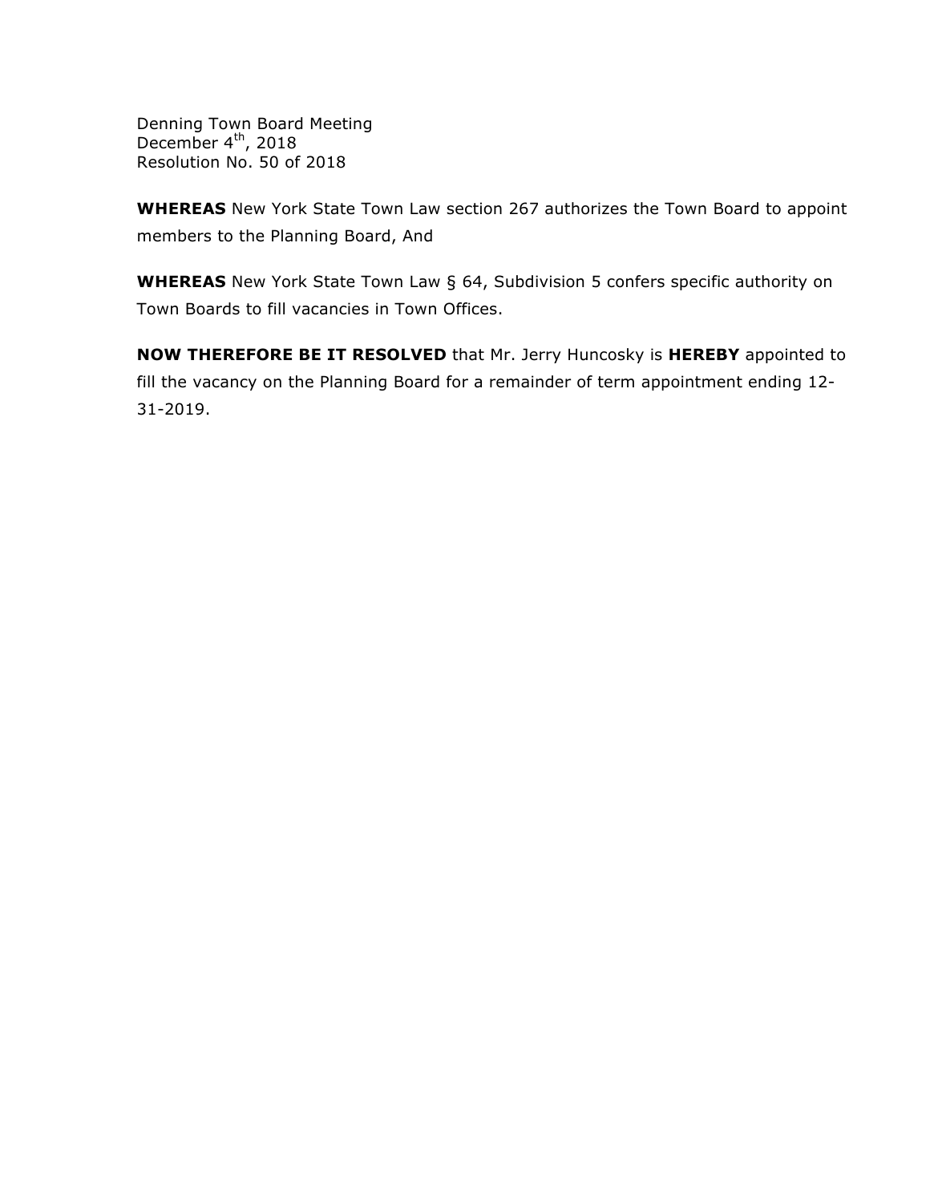Denning Town Board Meeting
December 4th, 2018
Resolution No. 50 of 2018

**WHEREAS** New York State Town Law section 267 authorizes the Town Board to appoint members to the Planning Board, And

**WHEREAS** New York State Town Law § 64, Subdivision 5 confers specific authority on Town Boards to fill vacancies in Town Offices.

**NOW THEREFORE BE IT RESOLVED** that Mr. Jerry Huncosky is **HEREBY** appointed to fill the vacancy on the Planning Board for a remainder of term appointment ending 12-31-2019.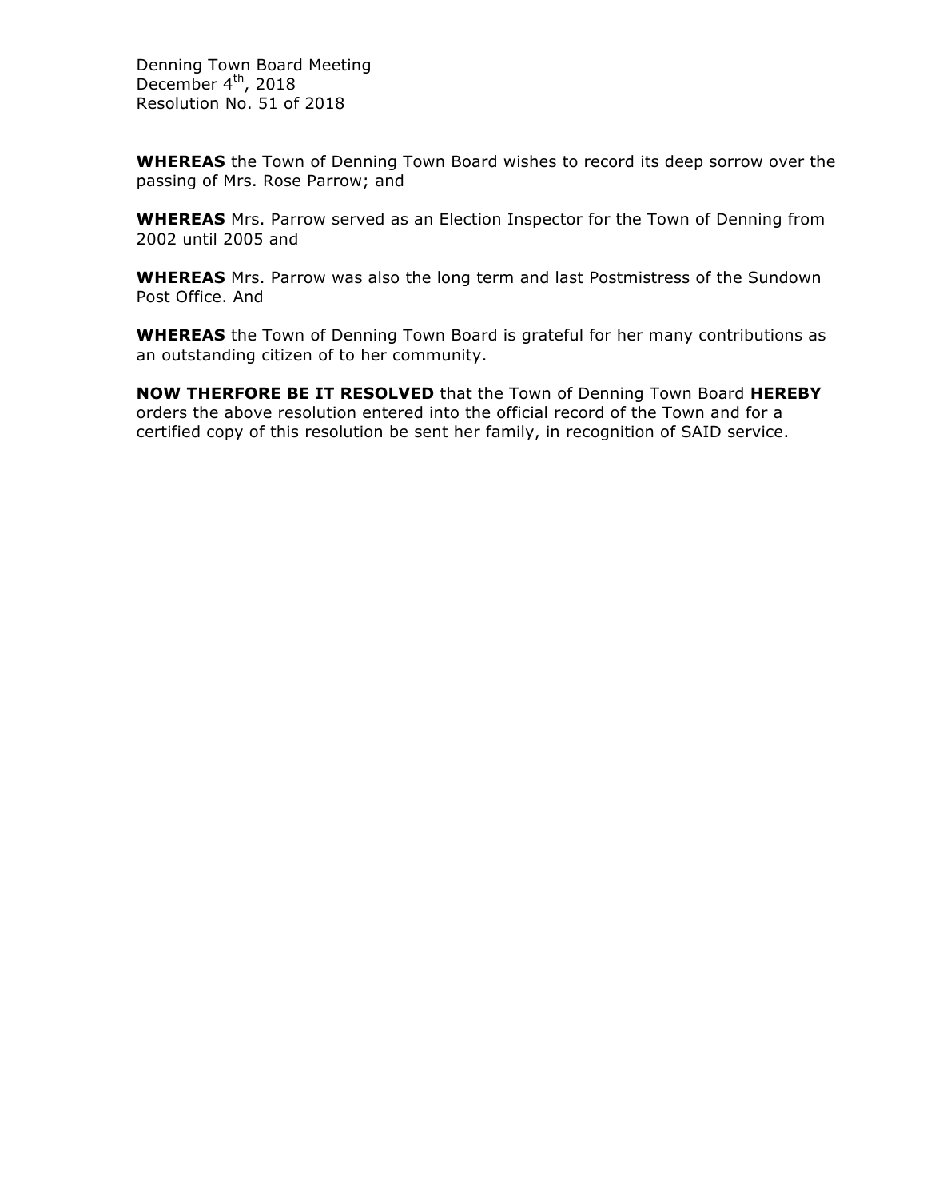Denning Town Board Meeting
December 4th, 2018
Resolution No. 51 of 2018

**WHEREAS** the Town of Denning Town Board wishes to record its deep sorrow over the passing of Mrs. Rose Parrow; and

**WHEREAS** Mrs. Parrow served as an Election Inspector for the Town of Denning from 2002 until 2005 and

**WHEREAS** Mrs. Parrow was also the long term and last Postmistress of the Sundown Post Office. And

**WHEREAS** the Town of Denning Town Board is grateful for her many contributions as an outstanding citizen of to her community.

**NOW THERFORE BE IT RESOLVED** that the Town of Denning Town Board **HEREBY** orders the above resolution entered into the official record of the Town and for a certified copy of this resolution be sent her family, in recognition of SAID service.